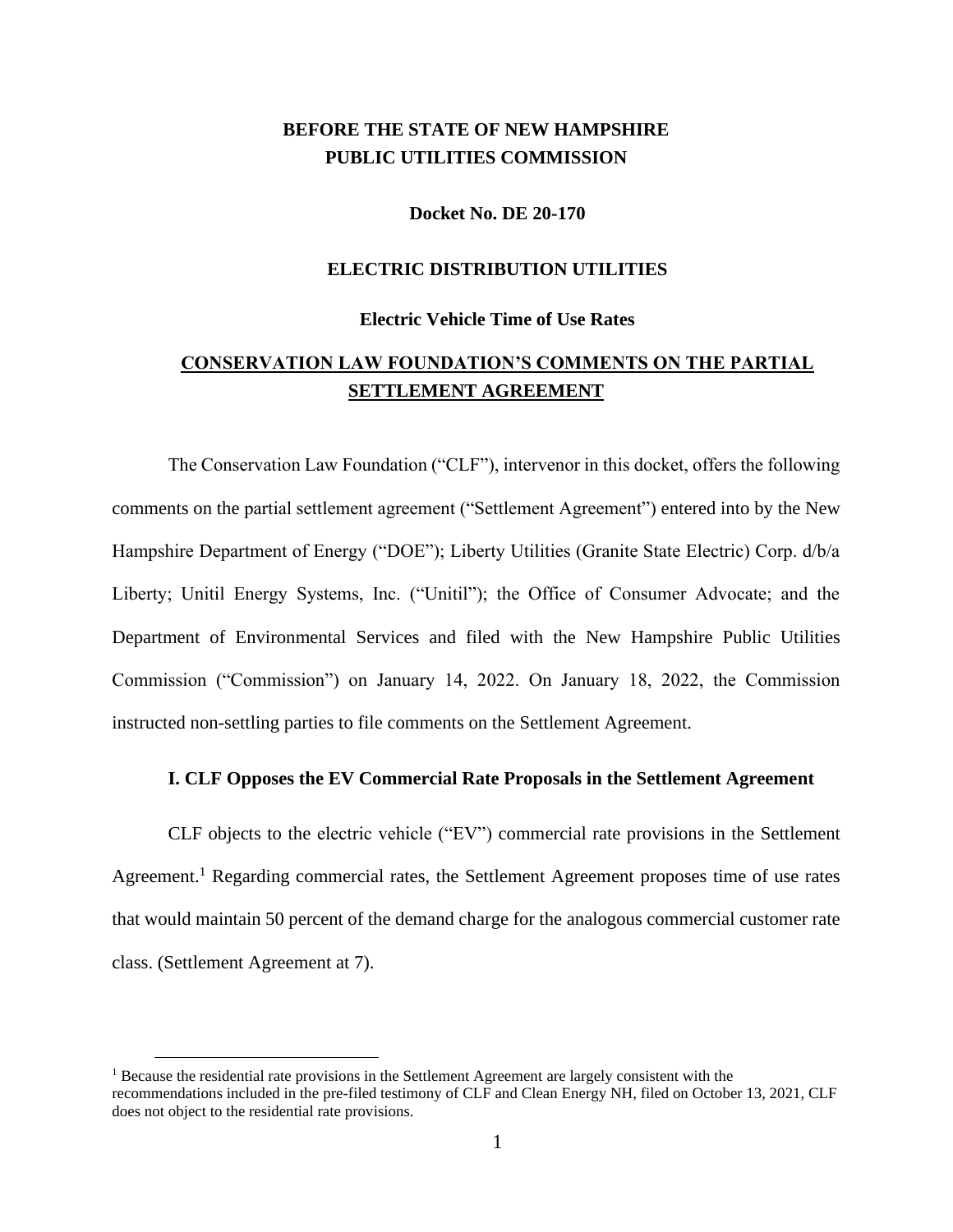**BEFORE THE STATE OF NEW HAMPSHIRE**
**PUBLIC UTILITIES COMMISSION**

**Docket No. DE 20-170**

**ELECTRIC DISTRIBUTION UTILITIES**

**Electric Vehicle Time of Use Rates**

# CONSERVATION LAW FOUNDATION'S COMMENTS ON THE PARTIAL SETTLEMENT AGREEMENT

The Conservation Law Foundation ("CLF"), intervenor in this docket, offers the following comments on the partial settlement agreement ("Settlement Agreement") entered into by the New Hampshire Department of Energy ("DOE"); Liberty Utilities (Granite State Electric) Corp. d/b/a Liberty; Unitil Energy Systems, Inc. ("Unitil"); the Office of Consumer Advocate; and the Department of Environmental Services and filed with the New Hampshire Public Utilities Commission ("Commission") on January 14, 2022. On January 18, 2022, the Commission instructed non-settling parties to file comments on the Settlement Agreement.

## I. CLF Opposes the EV Commercial Rate Proposals in the Settlement Agreement

CLF objects to the electric vehicle ("EV") commercial rate provisions in the Settlement Agreement.[1] Regarding commercial rates, the Settlement Agreement proposes time of use rates that would maintain 50 percent of the demand charge for the analogous commercial customer rate class. (Settlement Agreement at 7).

[1] Because the residential rate provisions in the Settlement Agreement are largely consistent with the recommendations included in the pre-filed testimony of CLF and Clean Energy NH, filed on October 13, 2021, CLF does not object to the residential rate provisions.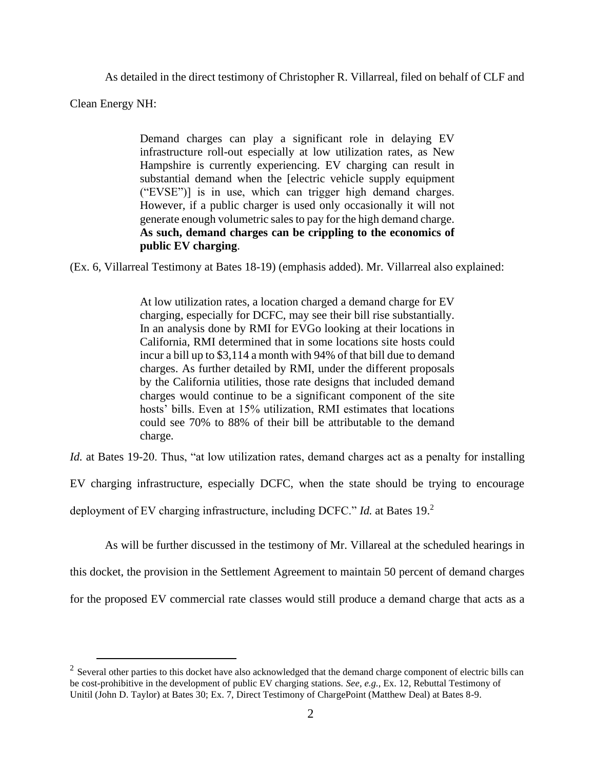As detailed in the direct testimony of Christopher R. Villarreal, filed on behalf of CLF and Clean Energy NH:

> Demand charges can play a significant role in delaying EV infrastructure roll-out especially at low utilization rates, as New Hampshire is currently experiencing. EV charging can result in substantial demand when the [electric vehicle supply equipment ("EVSE")] is in use, which can trigger high demand charges. However, if a public charger is used only occasionally it will not generate enough volumetric sales to pay for the high demand charge. **As such, demand charges can be crippling to the economics of public EV charging**.

(Ex. 6, Villarreal Testimony at Bates 18-19) (emphasis added). Mr. Villarreal also explained:

> At low utilization rates, a location charged a demand charge for EV charging, especially for DCFC, may see their bill rise substantially. In an analysis done by RMI for EVGo looking at their locations in California, RMI determined that in some locations site hosts could incur a bill up to $3,114 a month with 94% of that bill due to demand charges. As further detailed by RMI, under the different proposals by the California utilities, those rate designs that included demand charges would continue to be a significant component of the site hosts' bills. Even at 15% utilization, RMI estimates that locations could see 70% to 88% of their bill be attributable to the demand charge.

*Id.* at Bates 19-20. Thus, "at low utilization rates, demand charges act as a penalty for installing EV charging infrastructure, especially DCFC, when the state should be trying to encourage deployment of EV charging infrastructure, including DCFC." *Id.* at Bates 19.[2]

As will be further discussed in the testimony of Mr. Villareal at the scheduled hearings in this docket, the provision in the Settlement Agreement to maintain 50 percent of demand charges for the proposed EV commercial rate classes would still produce a demand charge that acts as a

---

[2] Several other parties to this docket have also acknowledged that the demand charge component of electric bills can be cost-prohibitive in the development of public EV charging stations. *See, e.g.*, Ex. 12, Rebuttal Testimony of Unitil (John D. Taylor) at Bates 30; Ex. 7, Direct Testimony of ChargePoint (Matthew Deal) at Bates 8-9.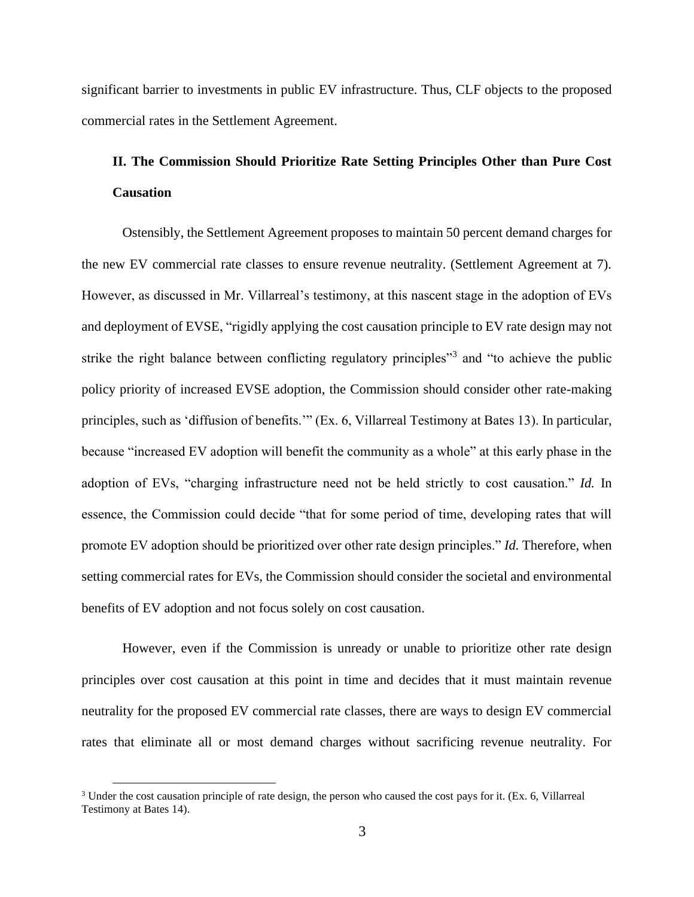significant barrier to investments in public EV infrastructure. Thus, CLF objects to the proposed commercial rates in the Settlement Agreement.

## II. The Commission Should Prioritize Rate Setting Principles Other than Pure Cost Causation

Ostensibly, the Settlement Agreement proposes to maintain 50 percent demand charges for the new EV commercial rate classes to ensure revenue neutrality. (Settlement Agreement at 7). However, as discussed in Mr. Villarreal's testimony, at this nascent stage in the adoption of EVs and deployment of EVSE, "rigidly applying the cost causation principle to EV rate design may not strike the right balance between conflicting regulatory principles"[3] and "to achieve the public policy priority of increased EVSE adoption, the Commission should consider other rate-making principles, such as 'diffusion of benefits.'" (Ex. 6, Villarreal Testimony at Bates 13). In particular, because "increased EV adoption will benefit the community as a whole" at this early phase in the adoption of EVs, "charging infrastructure need not be held strictly to cost causation." *Id.* In essence, the Commission could decide "that for some period of time, developing rates that will promote EV adoption should be prioritized over other rate design principles." *Id.* Therefore, when setting commercial rates for EVs, the Commission should consider the societal and environmental benefits of EV adoption and not focus solely on cost causation.

However, even if the Commission is unready or unable to prioritize other rate design principles over cost causation at this point in time and decides that it must maintain revenue neutrality for the proposed EV commercial rate classes, there are ways to design EV commercial rates that eliminate all or most demand charges without sacrificing revenue neutrality. For

[3] Under the cost causation principle of rate design, the person who caused the cost pays for it. (Ex. 6, Villarreal Testimony at Bates 14).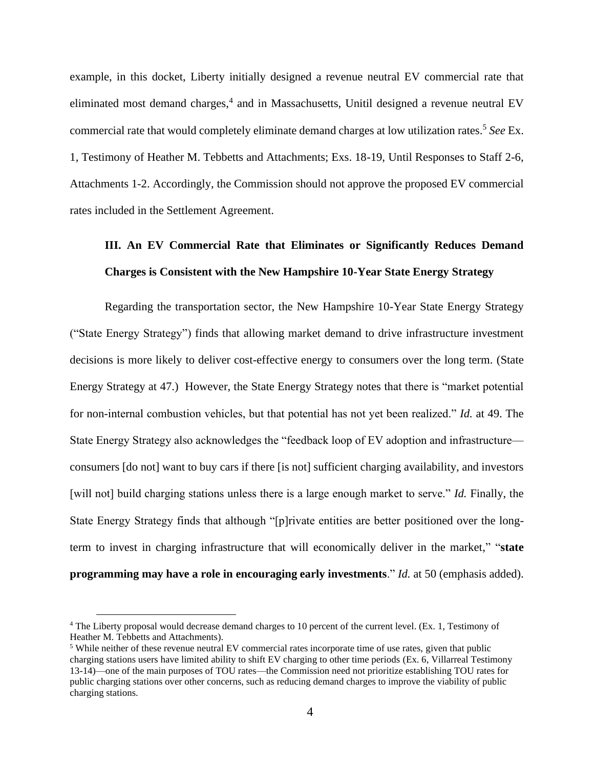example, in this docket, Liberty initially designed a revenue neutral EV commercial rate that eliminated most demand charges,[4] and in Massachusetts, Unitil designed a revenue neutral EV commercial rate that would completely eliminate demand charges at low utilization rates.[5] *See* Ex. 1, Testimony of Heather M. Tebbetts and Attachments; Exs. 18-19, Until Responses to Staff 2-6, Attachments 1-2. Accordingly, the Commission should not approve the proposed EV commercial rates included in the Settlement Agreement.

## III. An EV Commercial Rate that Eliminates or Significantly Reduces Demand Charges is Consistent with the New Hampshire 10-Year State Energy Strategy

Regarding the transportation sector, the New Hampshire 10-Year State Energy Strategy ("State Energy Strategy") finds that allowing market demand to drive infrastructure investment decisions is more likely to deliver cost-effective energy to consumers over the long term. (State Energy Strategy at 47.) However, the State Energy Strategy notes that there is "market potential for non-internal combustion vehicles, but that potential has not yet been realized." *Id.* at 49. The State Energy Strategy also acknowledges the "feedback loop of EV adoption and infrastructure—consumers [do not] want to buy cars if there [is not] sufficient charging availability, and investors [will not] build charging stations unless there is a large enough market to serve." *Id.* Finally, the State Energy Strategy finds that although "[p]rivate entities are better positioned over the long-term to invest in charging infrastructure that will economically deliver in the market," "**state programming may have a role in encouraging early investments**." *Id.* at 50 (emphasis added).

---

[4] The Liberty proposal would decrease demand charges to 10 percent of the current level. (Ex. 1, Testimony of Heather M. Tebbetts and Attachments).

[5] While neither of these revenue neutral EV commercial rates incorporate time of use rates, given that public charging stations users have limited ability to shift EV charging to other time periods (Ex. 6, Villarreal Testimony 13-14)—one of the main purposes of TOU rates—the Commission need not prioritize establishing TOU rates for public charging stations over other concerns, such as reducing demand charges to improve the viability of public charging stations.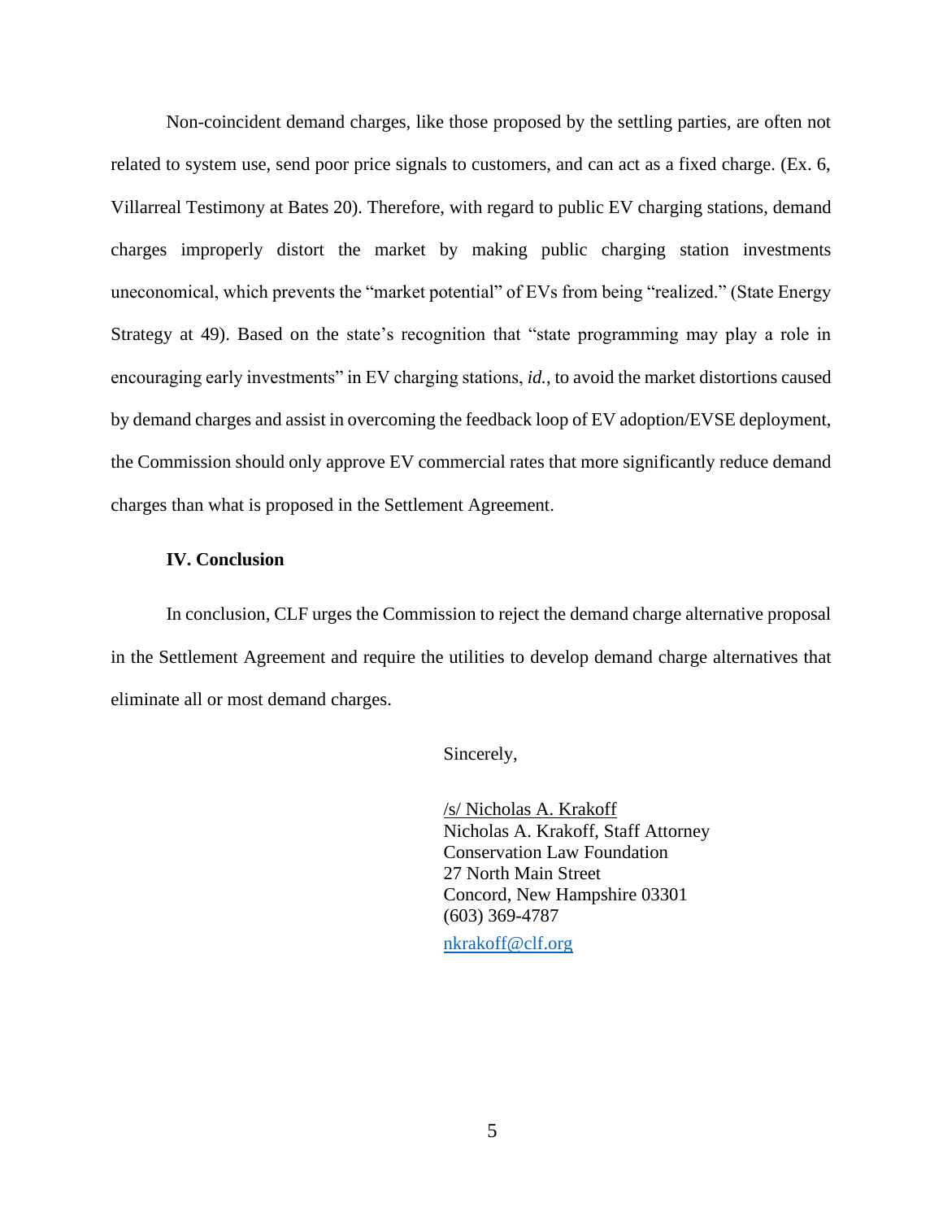Non-coincident demand charges, like those proposed by the settling parties, are often not related to system use, send poor price signals to customers, and can act as a fixed charge. (Ex. 6, Villarreal Testimony at Bates 20). Therefore, with regard to public EV charging stations, demand charges improperly distort the market by making public charging station investments uneconomical, which prevents the "market potential" of EVs from being "realized." (State Energy Strategy at 49). Based on the state's recognition that "state programming may play a role in encouraging early investments" in EV charging stations, *id.*, to avoid the market distortions caused by demand charges and assist in overcoming the feedback loop of EV adoption/EVSE deployment, the Commission should only approve EV commercial rates that more significantly reduce demand charges than what is proposed in the Settlement Agreement.

**IV. Conclusion**

In conclusion, CLF urges the Commission to reject the demand charge alternative proposal in the Settlement Agreement and require the utilities to develop demand charge alternatives that eliminate all or most demand charges.

Sincerely,

/s/ Nicholas A. Krakoff
Nicholas A. Krakoff, Staff Attorney
Conservation Law Foundation
27 North Main Street
Concord, New Hampshire 03301
(603) 369-4787
nkrakoff@clf.org